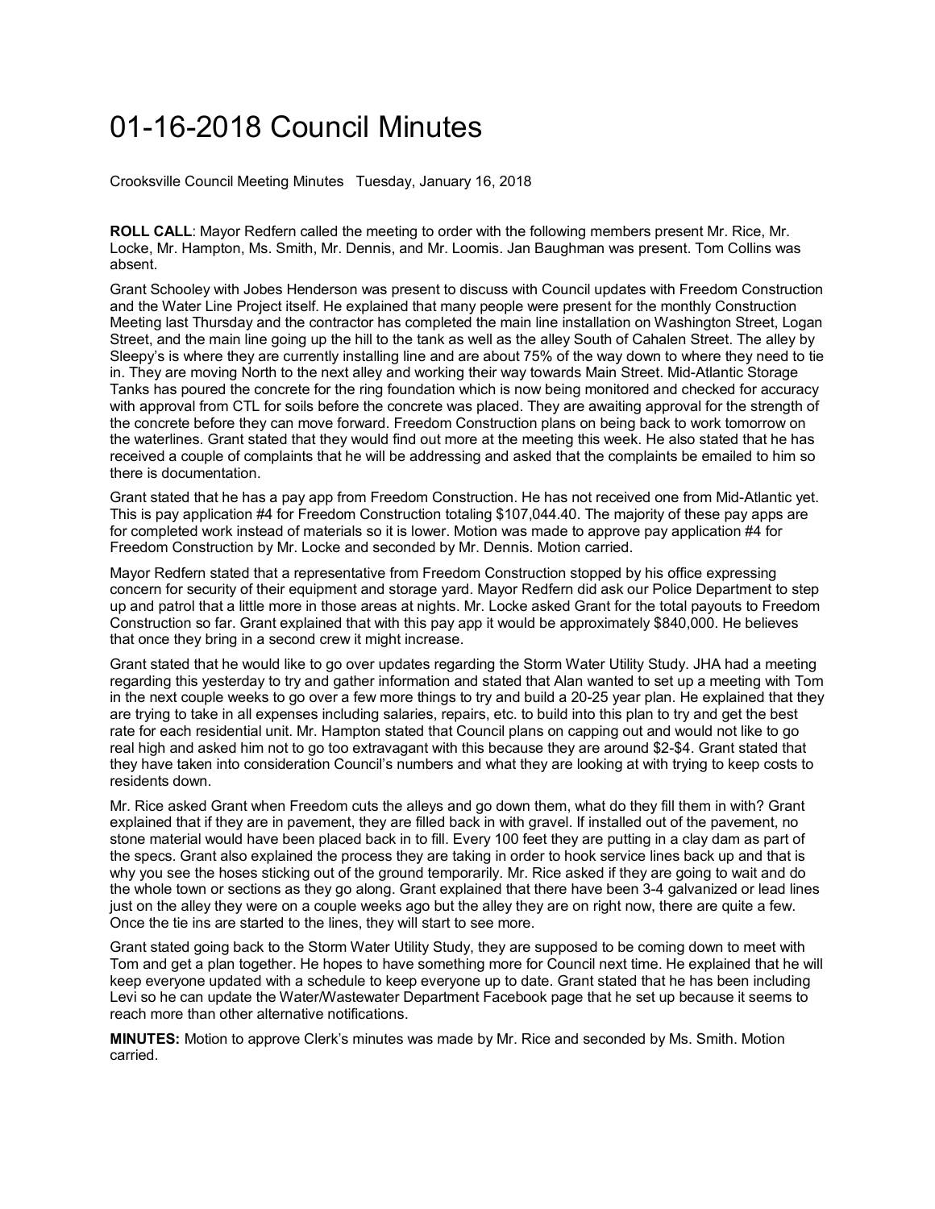# 01-16-2018 Council Minutes

Crooksville Council Meeting Minutes   Tuesday, January 16, 2018

**ROLL CALL**: Mayor Redfern called the meeting to order with the following members present Mr. Rice, Mr. Locke, Mr. Hampton, Ms. Smith, Mr. Dennis, and Mr. Loomis. Jan Baughman was present. Tom Collins was absent.

Grant Schooley with Jobes Henderson was present to discuss with Council updates with Freedom Construction and the Water Line Project itself. He explained that many people were present for the monthly Construction Meeting last Thursday and the contractor has completed the main line installation on Washington Street, Logan Street, and the main line going up the hill to the tank as well as the alley South of Cahalen Street. The alley by Sleepy's is where they are currently installing line and are about 75% of the way down to where they need to tie in. They are moving North to the next alley and working their way towards Main Street. Mid-Atlantic Storage Tanks has poured the concrete for the ring foundation which is now being monitored and checked for accuracy with approval from CTL for soils before the concrete was placed. They are awaiting approval for the strength of the concrete before they can move forward. Freedom Construction plans on being back to work tomorrow on the waterlines. Grant stated that they would find out more at the meeting this week. He also stated that he has received a couple of complaints that he will be addressing and asked that the complaints be emailed to him so there is documentation.

Grant stated that he has a pay app from Freedom Construction. He has not received one from Mid-Atlantic yet. This is pay application #4 for Freedom Construction totaling $107,044.40. The majority of these pay apps are for completed work instead of materials so it is lower. Motion was made to approve pay application #4 for Freedom Construction by Mr. Locke and seconded by Mr. Dennis. Motion carried.

Mayor Redfern stated that a representative from Freedom Construction stopped by his office expressing concern for security of their equipment and storage yard. Mayor Redfern did ask our Police Department to step up and patrol that a little more in those areas at nights. Mr. Locke asked Grant for the total payouts to Freedom Construction so far. Grant explained that with this pay app it would be approximately $840,000. He believes that once they bring in a second crew it might increase.

Grant stated that he would like to go over updates regarding the Storm Water Utility Study. JHA had a meeting regarding this yesterday to try and gather information and stated that Alan wanted to set up a meeting with Tom in the next couple weeks to go over a few more things to try and build a 20-25 year plan. He explained that they are trying to take in all expenses including salaries, repairs, etc. to build into this plan to try and get the best rate for each residential unit. Mr. Hampton stated that Council plans on capping out and would not like to go real high and asked him not to go too extravagant with this because they are around $2-$4. Grant stated that they have taken into consideration Council's numbers and what they are looking at with trying to keep costs to residents down.

Mr. Rice asked Grant when Freedom cuts the alleys and go down them, what do they fill them in with? Grant explained that if they are in pavement, they are filled back in with gravel. If installed out of the pavement, no stone material would have been placed back in to fill. Every 100 feet they are putting in a clay dam as part of the specs. Grant also explained the process they are taking in order to hook service lines back up and that is why you see the hoses sticking out of the ground temporarily. Mr. Rice asked if they are going to wait and do the whole town or sections as they go along. Grant explained that there have been 3-4 galvanized or lead lines just on the alley they were on a couple weeks ago but the alley they are on right now, there are quite a few. Once the tie ins are started to the lines, they will start to see more.

Grant stated going back to the Storm Water Utility Study, they are supposed to be coming down to meet with Tom and get a plan together. He hopes to have something more for Council next time. He explained that he will keep everyone updated with a schedule to keep everyone up to date. Grant stated that he has been including Levi so he can update the Water/Wastewater Department Facebook page that he set up because it seems to reach more than other alternative notifications.

**MINUTES:** Motion to approve Clerk's minutes was made by Mr. Rice and seconded by Ms. Smith. Motion carried.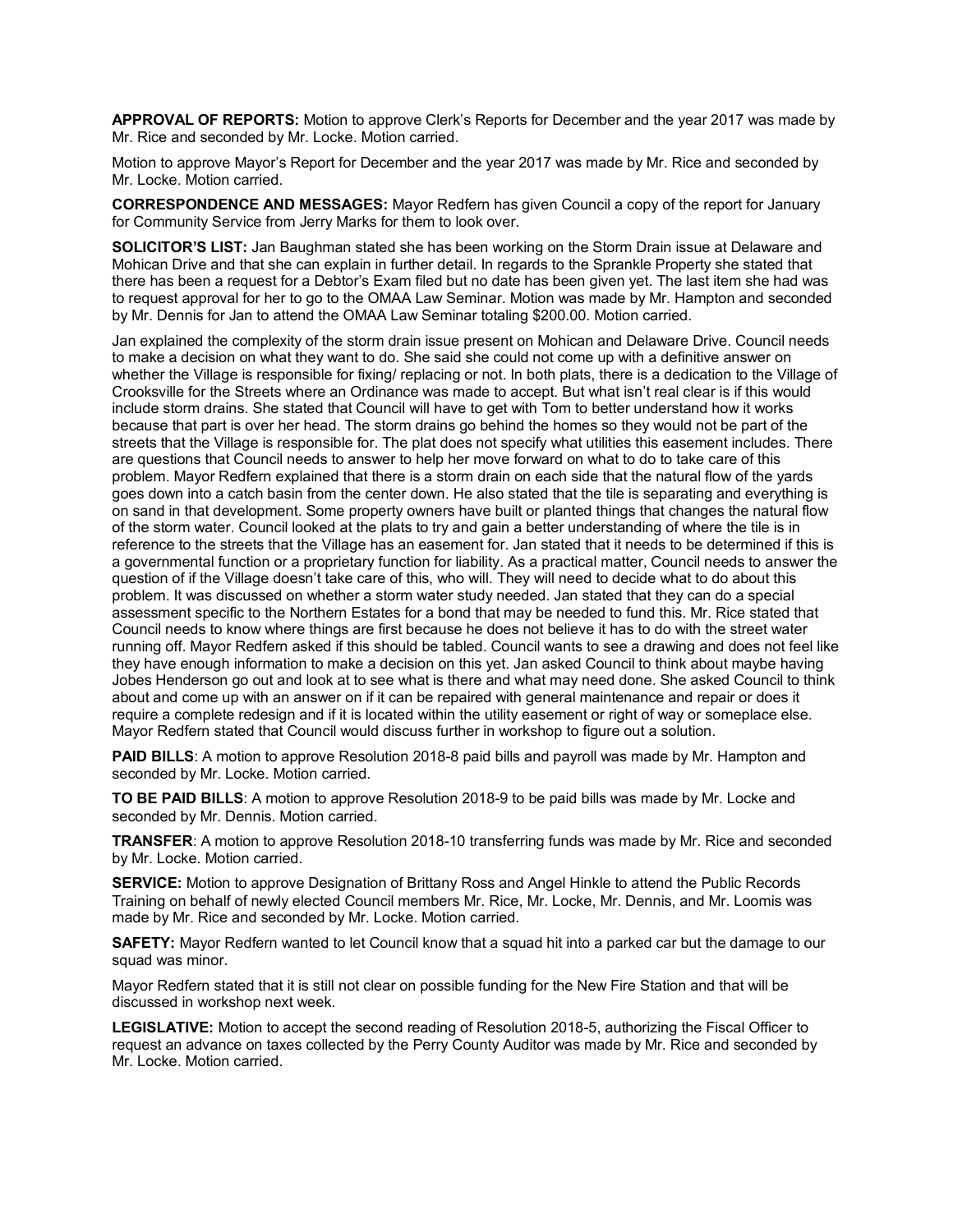**APPROVAL OF REPORTS:** Motion to approve Clerk's Reports for December and the year 2017 was made by Mr. Rice and seconded by Mr. Locke. Motion carried.

Motion to approve Mayor's Report for December and the year 2017 was made by Mr. Rice and seconded by Mr. Locke. Motion carried.

**CORRESPONDENCE AND MESSAGES:** Mayor Redfern has given Council a copy of the report for January for Community Service from Jerry Marks for them to look over.

**SOLICITOR'S LIST:** Jan Baughman stated she has been working on the Storm Drain issue at Delaware and Mohican Drive and that she can explain in further detail. In regards to the Sprankle Property she stated that there has been a request for a Debtor's Exam filed but no date has been given yet. The last item she had was to request approval for her to go to the OMAA Law Seminar. Motion was made by Mr. Hampton and seconded by Mr. Dennis for Jan to attend the OMAA Law Seminar totaling $200.00. Motion carried.

Jan explained the complexity of the storm drain issue present on Mohican and Delaware Drive. Council needs to make a decision on what they want to do. She said she could not come up with a definitive answer on whether the Village is responsible for fixing/ replacing or not. In both plats, there is a dedication to the Village of Crooksville for the Streets where an Ordinance was made to accept. But what isn't real clear is if this would include storm drains. She stated that Council will have to get with Tom to better understand how it works because that part is over her head. The storm drains go behind the homes so they would not be part of the streets that the Village is responsible for. The plat does not specify what utilities this easement includes. There are questions that Council needs to answer to help her move forward on what to do to take care of this problem. Mayor Redfern explained that there is a storm drain on each side that the natural flow of the yards goes down into a catch basin from the center down. He also stated that the tile is separating and everything is on sand in that development. Some property owners have built or planted things that changes the natural flow of the storm water. Council looked at the plats to try and gain a better understanding of where the tile is in reference to the streets that the Village has an easement for. Jan stated that it needs to be determined if this is a governmental function or a proprietary function for liability. As a practical matter, Council needs to answer the question of if the Village doesn't take care of this, who will. They will need to decide what to do about this problem. It was discussed on whether a storm water study needed. Jan stated that they can do a special assessment specific to the Northern Estates for a bond that may be needed to fund this. Mr. Rice stated that Council needs to know where things are first because he does not believe it has to do with the street water running off. Mayor Redfern asked if this should be tabled. Council wants to see a drawing and does not feel like they have enough information to make a decision on this yet. Jan asked Council to think about maybe having Jobes Henderson go out and look at to see what is there and what may need done. She asked Council to think about and come up with an answer on if it can be repaired with general maintenance and repair or does it require a complete redesign and if it is located within the utility easement or right of way or someplace else. Mayor Redfern stated that Council would discuss further in workshop to figure out a solution.

**PAID BILLS**: A motion to approve Resolution 2018-8 paid bills and payroll was made by Mr. Hampton and seconded by Mr. Locke. Motion carried.

**TO BE PAID BILLS**: A motion to approve Resolution 2018-9 to be paid bills was made by Mr. Locke and seconded by Mr. Dennis. Motion carried.

**TRANSFER**: A motion to approve Resolution 2018-10 transferring funds was made by Mr. Rice and seconded by Mr. Locke. Motion carried.

**SERVICE:** Motion to approve Designation of Brittany Ross and Angel Hinkle to attend the Public Records Training on behalf of newly elected Council members Mr. Rice, Mr. Locke, Mr. Dennis, and Mr. Loomis was made by Mr. Rice and seconded by Mr. Locke. Motion carried.

**SAFETY:** Mayor Redfern wanted to let Council know that a squad hit into a parked car but the damage to our squad was minor.

Mayor Redfern stated that it is still not clear on possible funding for the New Fire Station and that will be discussed in workshop next week.

**LEGISLATIVE:** Motion to accept the second reading of Resolution 2018-5, authorizing the Fiscal Officer to request an advance on taxes collected by the Perry County Auditor was made by Mr. Rice and seconded by Mr. Locke. Motion carried.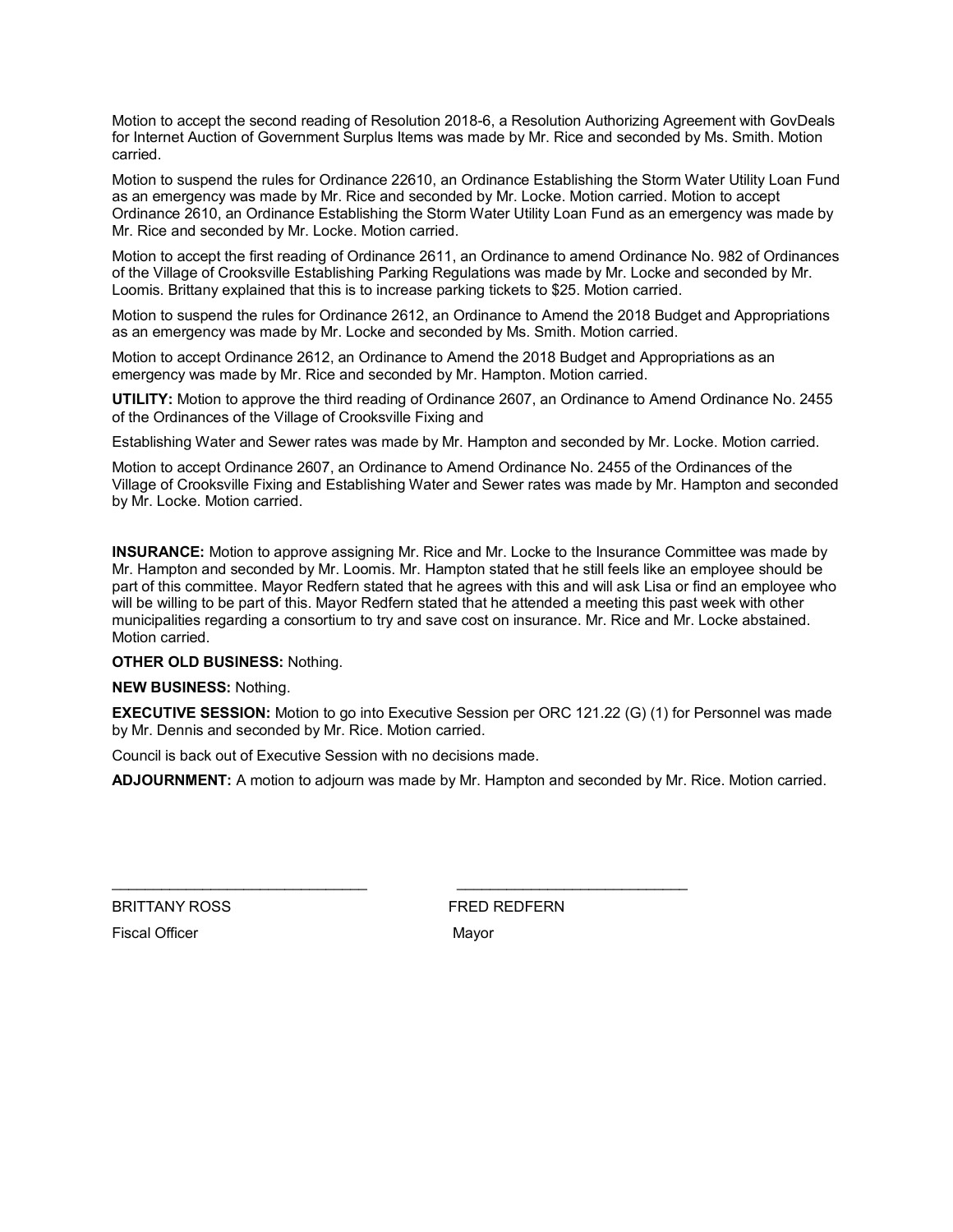Motion to accept the second reading of Resolution 2018-6, a Resolution Authorizing Agreement with GovDeals for Internet Auction of Government Surplus Items was made by Mr. Rice and seconded by Ms. Smith. Motion carried.

Motion to suspend the rules for Ordinance 22610, an Ordinance Establishing the Storm Water Utility Loan Fund as an emergency was made by Mr. Rice and seconded by Mr. Locke. Motion carried. Motion to accept Ordinance 2610, an Ordinance Establishing the Storm Water Utility Loan Fund as an emergency was made by Mr. Rice and seconded by Mr. Locke. Motion carried.

Motion to accept the first reading of Ordinance 2611, an Ordinance to amend Ordinance No. 982 of Ordinances of the Village of Crooksville Establishing Parking Regulations was made by Mr. Locke and seconded by Mr. Loomis. Brittany explained that this is to increase parking tickets to $25. Motion carried.

Motion to suspend the rules for Ordinance 2612, an Ordinance to Amend the 2018 Budget and Appropriations as an emergency was made by Mr. Locke and seconded by Ms. Smith. Motion carried.

Motion to accept Ordinance 2612, an Ordinance to Amend the 2018 Budget and Appropriations as an emergency was made by Mr. Rice and seconded by Mr. Hampton. Motion carried.

**UTILITY:** Motion to approve the third reading of Ordinance 2607, an Ordinance to Amend Ordinance No. 2455 of the Ordinances of the Village of Crooksville Fixing and

Establishing Water and Sewer rates was made by Mr. Hampton and seconded by Mr. Locke. Motion carried.

Motion to accept Ordinance 2607, an Ordinance to Amend Ordinance No. 2455 of the Ordinances of the Village of Crooksville Fixing and Establishing Water and Sewer rates was made by Mr. Hampton and seconded by Mr. Locke. Motion carried.

**INSURANCE:** Motion to approve assigning Mr. Rice and Mr. Locke to the Insurance Committee was made by Mr. Hampton and seconded by Mr. Loomis. Mr. Hampton stated that he still feels like an employee should be part of this committee. Mayor Redfern stated that he agrees with this and will ask Lisa or find an employee who will be willing to be part of this. Mayor Redfern stated that he attended a meeting this past week with other municipalities regarding a consortium to try and save cost on insurance. Mr. Rice and Mr. Locke abstained. Motion carried.

**OTHER OLD BUSINESS:** Nothing.

**NEW BUSINESS:** Nothing.

**EXECUTIVE SESSION:** Motion to go into Executive Session per ORC 121.22 (G) (1) for Personnel was made by Mr. Dennis and seconded by Mr. Rice. Motion carried.

Council is back out of Executive Session with no decisions made.

**ADJOURNMENT:** A motion to adjourn was made by Mr. Hampton and seconded by Mr. Rice. Motion carried.

_______________________________ _____________________________

BRITTANY ROSS

Fiscal Officer

FRED REDFERN

Mayor